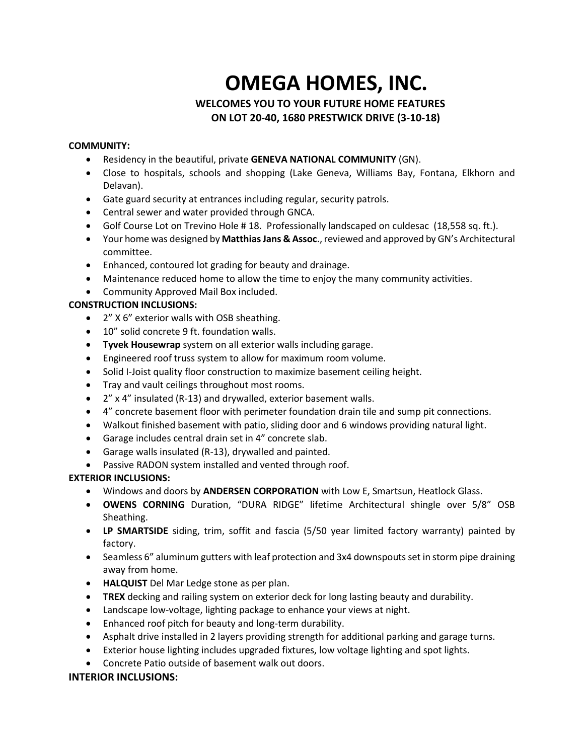# OMEGA HOMES, INC.

### WELCOMES YOU TO YOUR FUTURE HOME FEATURES ON LOT 20-40, 1680 PRESTWICK DRIVE (3-10-18)

**COMMUNITY:**

- Residency in the beautiful, private **GENEVA NATIONAL COMMUNITY** (GN).
- Close to hospitals, schools and shopping (Lake Geneva, Williams Bay, Fontana, Elkhorn and Delavan).
- Gate guard security at entrances including regular, security patrols.
- Central sewer and water provided through GNCA.
- Golf Course Lot on Trevino Hole # 18. Professionally landscaped on culdesac (18,558 sq. ft.).
- Your home was designed by **Matthias Jans & Assoc**., reviewed and approved by GN's Architectural committee.
- Enhanced, contoured lot grading for beauty and drainage.
- Maintenance reduced home to allow the time to enjoy the many community activities.
- Community Approved Mail Box included.

**CONSTRUCTION INCLUSIONS:**

- 2" X 6" exterior walls with OSB sheathing.
- 10" solid concrete 9 ft. foundation walls.
- **Tyvek Housewrap** system on all exterior walls including garage.
- Engineered roof truss system to allow for maximum room volume.
- Solid I-Joist quality floor construction to maximize basement ceiling height.
- Tray and vault ceilings throughout most rooms.
- 2" x 4" insulated (R-13) and drywalled, exterior basement walls.
- 4" concrete basement floor with perimeter foundation drain tile and sump pit connections.
- Walkout finished basement with patio, sliding door and 6 windows providing natural light.
- Garage includes central drain set in 4" concrete slab.
- Garage walls insulated (R-13), drywalled and painted.
- Passive RADON system installed and vented through roof.

**EXTERIOR INCLUSIONS:**

- Windows and doors by **ANDERSEN CORPORATION** with Low E, Smartsun, Heatlock Glass.
- **OWENS CORNING** Duration, "DURA RIDGE" lifetime Architectural shingle over 5/8" OSB Sheathing.
- **LP SMARTSIDE** siding, trim, soffit and fascia (5/50 year limited factory warranty) painted by factory.
- Seamless 6" aluminum gutters with leaf protection and 3x4 downspouts set in storm pipe draining away from home.
- **HALQUIST** Del Mar Ledge stone as per plan.
- **TREX** decking and railing system on exterior deck for long lasting beauty and durability.
- Landscape low-voltage, lighting package to enhance your views at night.
- Enhanced roof pitch for beauty and long-term durability.
- Asphalt drive installed in 2 layers providing strength for additional parking and garage turns.
- Exterior house lighting includes upgraded fixtures, low voltage lighting and spot lights.
- Concrete Patio outside of basement walk out doors.

**INTERIOR INCLUSIONS:**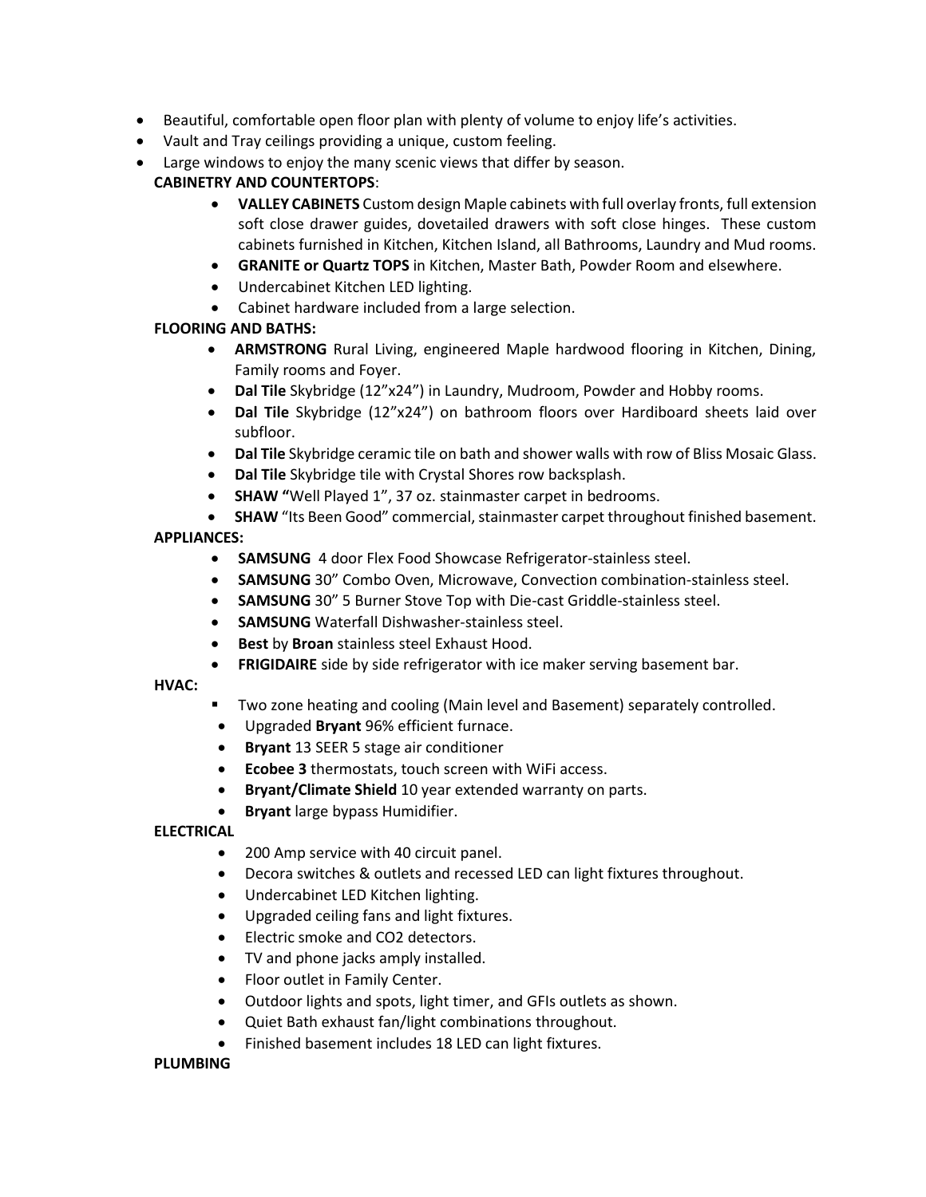- Beautiful, comfortable open floor plan with plenty of volume to enjoy life's activities.
- Vault and Tray ceilings providing a unique, custom feeling.
- Large windows to enjoy the many scenic views that differ by season.

**CABINETRY AND COUNTERTOPS**:

- **VALLEY CABINETS** Custom design Maple cabinets with full overlay fronts, full extension soft close drawer guides, dovetailed drawers with soft close hinges. These custom cabinets furnished in Kitchen, Kitchen Island, all Bathrooms, Laundry and Mud rooms.
- **GRANITE or Quartz TOPS** in Kitchen, Master Bath, Powder Room and elsewhere.
- Undercabinet Kitchen LED lighting.
- Cabinet hardware included from a large selection.

**FLOORING AND BATHS:**

- **ARMSTRONG** Rural Living, engineered Maple hardwood flooring in Kitchen, Dining, Family rooms and Foyer.
- **Dal Tile** Skybridge (12"x24") in Laundry, Mudroom, Powder and Hobby rooms.
- **Dal Tile** Skybridge (12"x24") on bathroom floors over Hardiboard sheets laid over subfloor.
- **Dal Tile** Skybridge ceramic tile on bath and shower walls with row of Bliss Mosaic Glass.
- **Dal Tile** Skybridge tile with Crystal Shores row backsplash.
- **SHAW "**Well Played 1", 37 oz. stainmaster carpet in bedrooms.
- **SHAW** "Its Been Good" commercial, stainmaster carpet throughout finished basement.

**APPLIANCES:**

- **SAMSUNG** 4 door Flex Food Showcase Refrigerator-stainless steel.
- **SAMSUNG** 30" Combo Oven, Microwave, Convection combination-stainless steel.
- **SAMSUNG** 30" 5 Burner Stove Top with Die-cast Griddle-stainless steel.
- **SAMSUNG** Waterfall Dishwasher-stainless steel.
- **Best** by **Broan** stainless steel Exhaust Hood.
- **FRIGIDAIRE** side by side refrigerator with ice maker serving basement bar.

**HVAC:**

- Two zone heating and cooling (Main level and Basement) separately controlled.
- Upgraded **Bryant** 96% efficient furnace.
- **Bryant** 13 SEER 5 stage air conditioner
- **Ecobee 3** thermostats, touch screen with WiFi access.
- **Bryant/Climate Shield** 10 year extended warranty on parts.
- **Bryant** large bypass Humidifier.

**ELECTRICAL**

- 200 Amp service with 40 circuit panel.
- Decora switches & outlets and recessed LED can light fixtures throughout.
- Undercabinet LED Kitchen lighting.
- Upgraded ceiling fans and light fixtures.
- Electric smoke and CO2 detectors.
- TV and phone jacks amply installed.
- Floor outlet in Family Center.
- Outdoor lights and spots, light timer, and GFIs outlets as shown.
- Quiet Bath exhaust fan/light combinations throughout.
- Finished basement includes 18 LED can light fixtures.

**PLUMBING**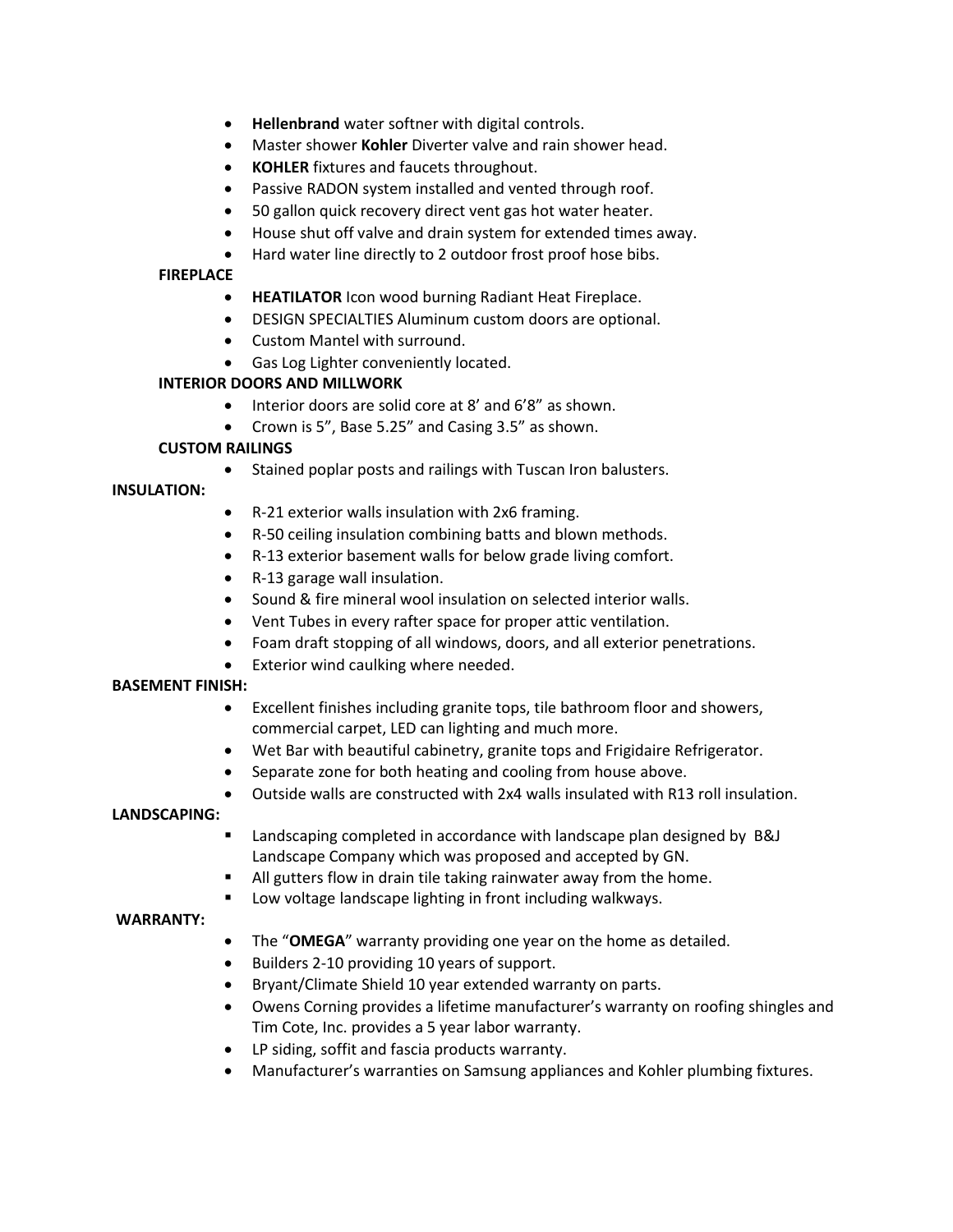- **Hellenbrand** water softner with digital controls.
- Master shower **Kohler** Diverter valve and rain shower head.
- **KOHLER** fixtures and faucets throughout.
- Passive RADON system installed and vented through roof.
- 50 gallon quick recovery direct vent gas hot water heater.
- House shut off valve and drain system for extended times away.
- Hard water line directly to 2 outdoor frost proof hose bibs.

**FIREPLACE**

- **HEATILATOR** Icon wood burning Radiant Heat Fireplace.
- DESIGN SPECIALTIES Aluminum custom doors are optional.
- Custom Mantel with surround.
- Gas Log Lighter conveniently located.

**INTERIOR DOORS AND MILLWORK**

- Interior doors are solid core at 8' and 6'8" as shown.
- Crown is 5", Base 5.25" and Casing 3.5" as shown.

**CUSTOM RAILINGS**

- Stained poplar posts and railings with Tuscan Iron balusters.

**INSULATION:**

- R-21 exterior walls insulation with 2x6 framing.
- R-50 ceiling insulation combining batts and blown methods.
- R-13 exterior basement walls for below grade living comfort.
- R-13 garage wall insulation.
- Sound & fire mineral wool insulation on selected interior walls.
- Vent Tubes in every rafter space for proper attic ventilation.
- Foam draft stopping of all windows, doors, and all exterior penetrations.
- Exterior wind caulking where needed.

**BASEMENT FINISH:**

- Excellent finishes including granite tops, tile bathroom floor and showers, commercial carpet, LED can lighting and much more.
- Wet Bar with beautiful cabinetry, granite tops and Frigidaire Refrigerator.
- Separate zone for both heating and cooling from house above.
- Outside walls are constructed with 2x4 walls insulated with R13 roll insulation.

**LANDSCAPING:**

- Landscaping completed in accordance with landscape plan designed by B&J Landscape Company which was proposed and accepted by GN.
- All gutters flow in drain tile taking rainwater away from the home.
- Low voltage landscape lighting in front including walkways.

**WARRANTY:**

- The "**OMEGA**" warranty providing one year on the home as detailed.
- Builders 2-10 providing 10 years of support.
- Bryant/Climate Shield 10 year extended warranty on parts.
- Owens Corning provides a lifetime manufacturer's warranty on roofing shingles and Tim Cote, Inc. provides a 5 year labor warranty.
- LP siding, soffit and fascia products warranty.
- Manufacturer's warranties on Samsung appliances and Kohler plumbing fixtures.